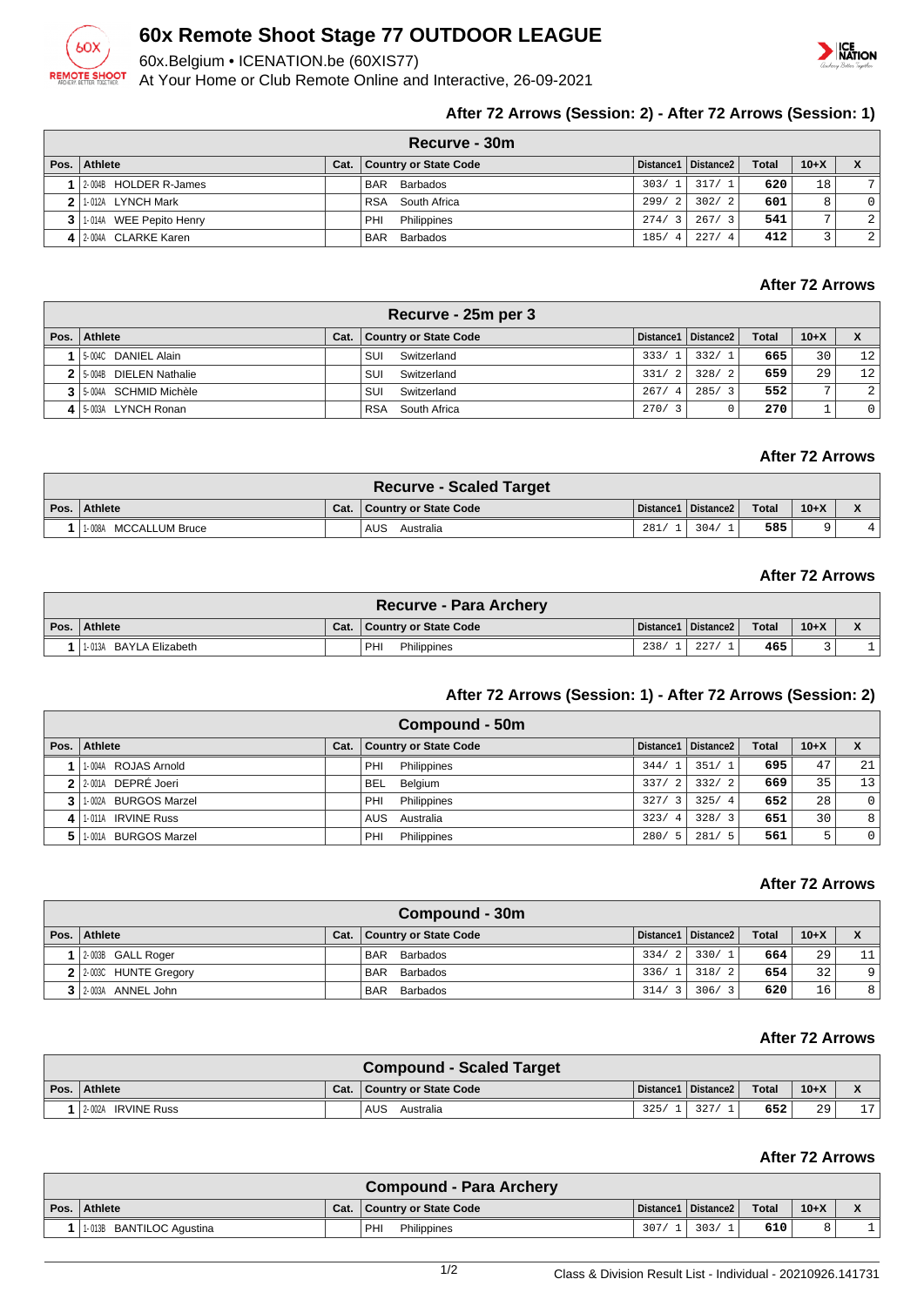# 60x Remote Shoot Stage 77 OUTDOOR LEAGUE

60x.Belgium • ICENATION.be (60XIS77)

At Your Home or Club Remote Online and Interactive, 26-09-2021

### After 72 Arrows (Session: 2) - After 72 Arrows (Session: 1)

| Recurve - 30m | | | | | | | | |
|---|---|---|---|---|---|---|---|---|
| Pos. | Athlete | Cat. | Country or State Code | Distance1 | Distance2 | Total | 10+X | X |
| 1 | 2-004B HOLDER R-James | | BAR Barbados | 303/ 1 | 317/ 1 | 620 | 18 | 7 |
| 2 | 1-012A LYNCH Mark | | RSA South Africa | 299/ 2 | 302/ 2 | 601 | 8 | 0 |
| 3 | 1-014A WEE Pepito Henry | | PHI Philippines | 274/ 3 | 267/ 3 | 541 | 7 | 2 |
| 4 | 2-004A CLARKE Karen | | BAR Barbados | 185/ 4 | 227/ 4 | 412 | 3 | 2 |

### After 72 Arrows

| Recurve - 25m per 3 | | | | | | | | |
|---|---|---|---|---|---|---|---|---|
| Pos. | Athlete | Cat. | Country or State Code | Distance1 | Distance2 | Total | 10+X | X |
| 1 | 5-004C DANIEL Alain | | SUI Switzerland | 333/ 1 | 332/ 1 | 665 | 30 | 12 |
| 2 | 5-004B DIELEN Nathalie | | SUI Switzerland | 331/ 2 | 328/ 2 | 659 | 29 | 12 |
| 3 | 5-004A SCHMID Michèle | | SUI Switzerland | 267/ 4 | 285/ 3 | 552 | 7 | 2 |
| 4 | 5-003A LYNCH Ronan | | RSA South Africa | 270/ 3 | 0 | 270 | 1 | 0 |

### After 72 Arrows

| Recurve - Scaled Target | | | | | | | | |
|---|---|---|---|---|---|---|---|---|
| Pos. | Athlete | Cat. | Country or State Code | Distance1 | Distance2 | Total | 10+X | X |
| 1 | 1-008A MCCALLUM Bruce | | AUS Australia | 281/ 1 | 304/ 1 | 585 | 9 | 4 |

### After 72 Arrows

| Recurve - Para Archery | | | | | | | | |
|---|---|---|---|---|---|---|---|---|
| Pos. | Athlete | Cat. | Country or State Code | Distance1 | Distance2 | Total | 10+X | X |
| 1 | 1-013A BAYLA Elizabeth | | PHI Philippines | 238/ 1 | 227/ 1 | 465 | 3 | 1 |

### After 72 Arrows (Session: 1) - After 72 Arrows (Session: 2)

| Compound - 50m | | | | | | | | |
|---|---|---|---|---|---|---|---|---|
| Pos. | Athlete | Cat. | Country or State Code | Distance1 | Distance2 | Total | 10+X | X |
| 1 | 1-004A ROJAS Arnold | | PHI Philippines | 344/ 1 | 351/ 1 | 695 | 47 | 21 |
| 2 | 2-001A DEPRÉ Joeri | | BEL Belgium | 337/ 2 | 332/ 2 | 669 | 35 | 13 |
| 3 | 1-002A BURGOS Marzel | | PHI Philippines | 327/ 3 | 325/ 4 | 652 | 28 | 0 |
| 4 | 1-011A IRVINE Russ | | AUS Australia | 323/ 4 | 328/ 3 | 651 | 30 | 8 |
| 5 | 1-001A BURGOS Marzel | | PHI Philippines | 280/ 5 | 281/ 5 | 561 | 5 | 0 |

### After 72 Arrows

| Compound - 30m | | | | | | | | |
|---|---|---|---|---|---|---|---|---|
| Pos. | Athlete | Cat. | Country or State Code | Distance1 | Distance2 | Total | 10+X | X |
| 1 | 2-003B GALL Roger | | BAR Barbados | 334/ 2 | 330/ 1 | 664 | 29 | 11 |
| 2 | 2-003C HUNTE Gregory | | BAR Barbados | 336/ 1 | 318/ 2 | 654 | 32 | 9 |
| 3 | 2-003A ANNEL John | | BAR Barbados | 314/ 3 | 306/ 3 | 620 | 16 | 8 |

### After 72 Arrows

| Compound - Scaled Target | | | | | | | | |
|---|---|---|---|---|---|---|---|---|
| Pos. | Athlete | Cat. | Country or State Code | Distance1 | Distance2 | Total | 10+X | X |
| 1 | 2-002A IRVINE Russ | | AUS Australia | 325/ 1 | 327/ 1 | 652 | 29 | 17 |

### After 72 Arrows

| Compound - Para Archery | | | | | | | | |
|---|---|---|---|---|---|---|---|---|
| Pos. | Athlete | Cat. | Country or State Code | Distance1 | Distance2 | Total | 10+X | X |
| 1 | 1-013B BANTILOC Agustina | | PHI Philippines | 307/ 1 | 303/ 1 | 610 | 8 | 1 |

Class & Division Result List - Individual - 20210926.141731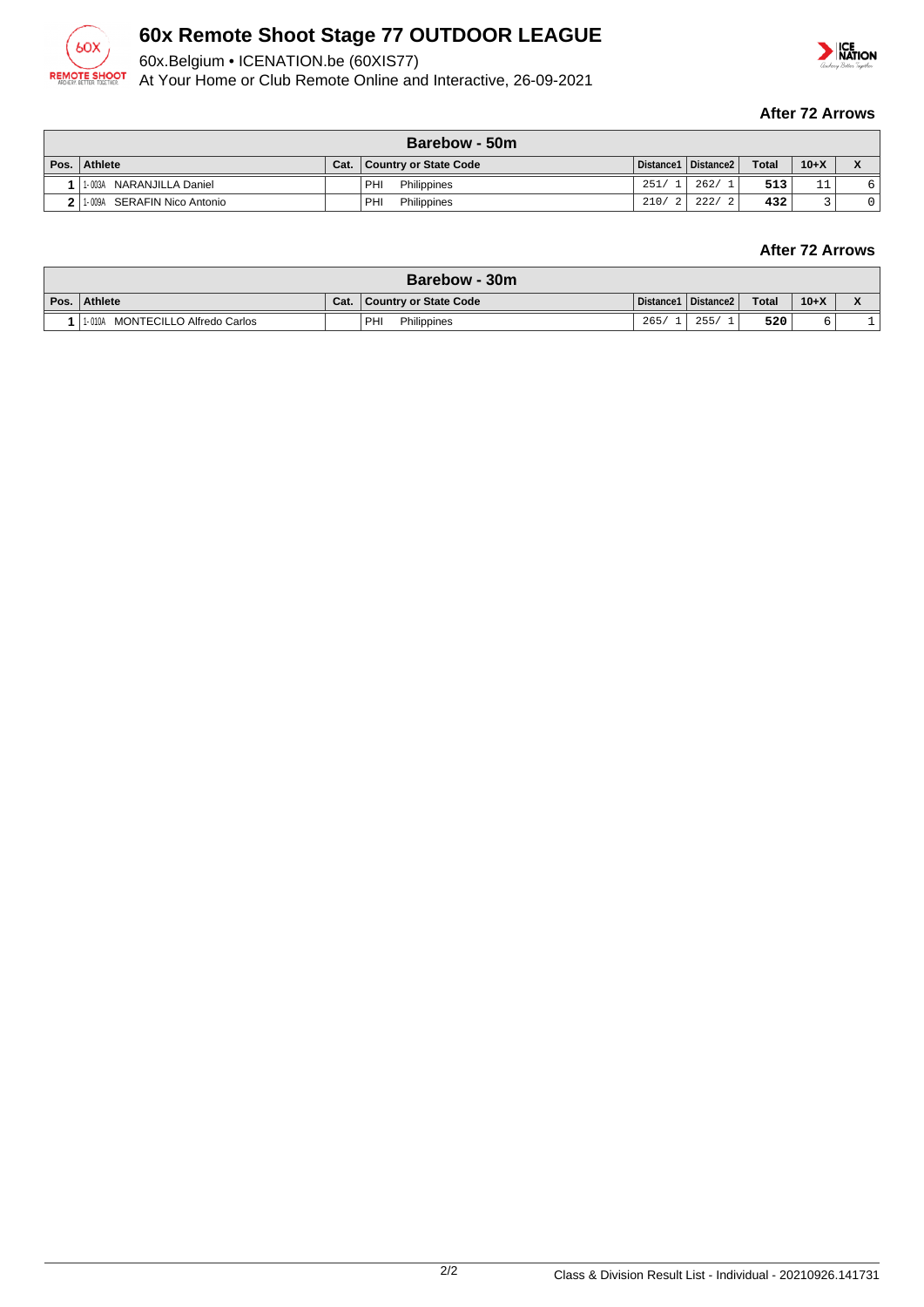# 60x Remote Shoot Stage 77 OUTDOOR LEAGUE

60x.Belgium • ICENATION.be (60XIS77)

At Your Home or Club Remote Online and Interactive, 26-09-2021

**After 72 Arrows**

| Barebow - 50m | | | | | | | | |
|---|---|---|---|---|---|---|---|---|
| Pos. | Athlete | Cat. | Country or State Code | Distance1 | Distance2 | Total | 10+X | X |
| 1 | 1-003A NARANJILLA Daniel | | PHI Philippines | 251/ 1 | 262/ 1 | 513 | 11 | 6 |
| 2 | 1-009A SERAFIN Nico Antonio | | PHI Philippines | 210/ 2 | 222/ 2 | 432 | 3 | 0 |

**After 72 Arrows**

| Barebow - 30m | | | | | | | | |
|---|---|---|---|---|---|---|---|---|
| Pos. | Athlete | Cat. | Country or State Code | Distance1 | Distance2 | Total | 10+X | X |
| 1 | 1-010A MONTECILLO Alfredo Carlos | | PHI Philippines | 265/ 1 | 255/ 1 | 520 | 6 | 1 |

Class & Division Result List - Individual - 20210926.141731